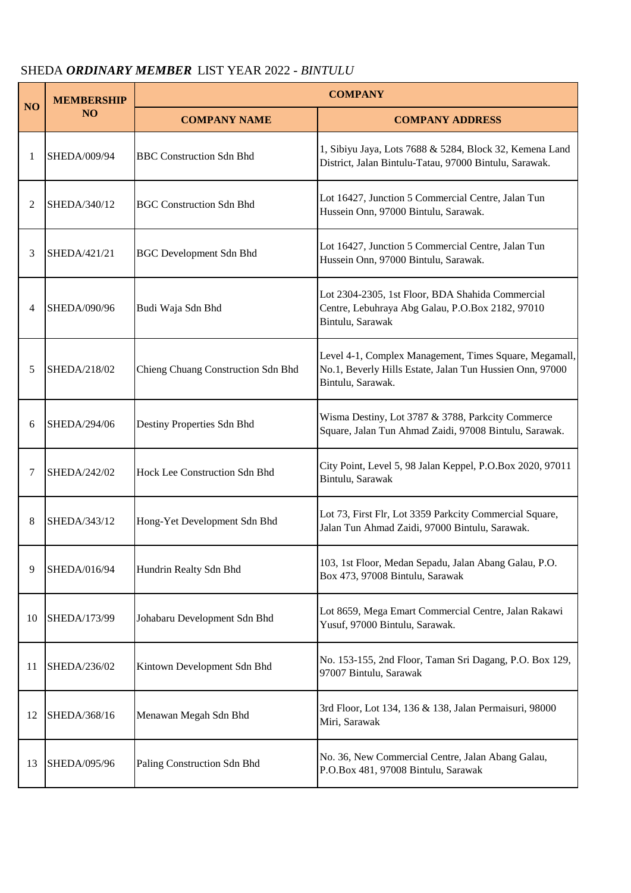SHEDA ***ORDINARY MEMBER*** LIST YEAR 2022 - *BINTULU*

| NO | MEMBERSHIP NO | COMPANY | |
|---|---|---|---|
| | | **COMPANY NAME** | **COMPANY ADDRESS** |
| 1 | SHEDA/009/94 | BBC Construction Sdn Bhd | 1, Sibiyu Jaya, Lots 7688 & 5284, Block 32, Kemena Land District, Jalan Bintulu-Tatau, 97000 Bintulu, Sarawak. |
| 2 | SHEDA/340/12 | BGC Construction Sdn Bhd | Lot 16427, Junction 5 Commercial Centre, Jalan Tun Hussein Onn, 97000 Bintulu, Sarawak. |
| 3 | SHEDA/421/21 | BGC Development Sdn Bhd | Lot 16427, Junction 5 Commercial Centre, Jalan Tun Hussein Onn, 97000 Bintulu, Sarawak. |
| 4 | SHEDA/090/96 | Budi Waja Sdn Bhd | Lot 2304-2305, 1st Floor, BDA Shahida Commercial Centre, Lebuhraya Abg Galau, P.O.Box 2182, 97010 Bintulu, Sarawak |
| 5 | SHEDA/218/02 | Chieng Chuang Construction Sdn Bhd | Level 4-1, Complex Management, Times Square, Megamall, No.1, Beverly Hills Estate, Jalan Tun Hussien Onn, 97000 Bintulu, Sarawak. |
| 6 | SHEDA/294/06 | Destiny Properties Sdn Bhd | Wisma Destiny, Lot 3787 & 3788, Parkcity Commerce Square, Jalan Tun Ahmad Zaidi, 97008 Bintulu, Sarawak. |
| 7 | SHEDA/242/02 | Hock Lee Construction Sdn Bhd | City Point, Level 5, 98 Jalan Keppel, P.O.Box 2020, 97011 Bintulu, Sarawak |
| 8 | SHEDA/343/12 | Hong-Yet Development Sdn Bhd | Lot 73, First Flr, Lot 3359 Parkcity Commercial Square, Jalan Tun Ahmad Zaidi, 97000 Bintulu, Sarawak. |
| 9 | SHEDA/016/94 | Hundrin Realty Sdn Bhd | 103, 1st Floor, Medan Sepadu, Jalan Abang Galau, P.O. Box 473, 97008 Bintulu, Sarawak |
| 10 | SHEDA/173/99 | Johabaru Development Sdn Bhd | Lot 8659, Mega Emart Commercial Centre, Jalan Rakawi Yusuf, 97000 Bintulu, Sarawak. |
| 11 | SHEDA/236/02 | Kintown Development Sdn Bhd | No. 153-155, 2nd Floor, Taman Sri Dagang, P.O. Box 129, 97007 Bintulu, Sarawak |
| 12 | SHEDA/368/16 | Menawan Megah Sdn Bhd | 3rd Floor, Lot 134, 136 & 138, Jalan Permaisuri, 98000 Miri, Sarawak |
| 13 | SHEDA/095/96 | Paling Construction Sdn Bhd | No. 36, New Commercial Centre, Jalan Abang Galau, P.O.Box 481, 97008 Bintulu, Sarawak |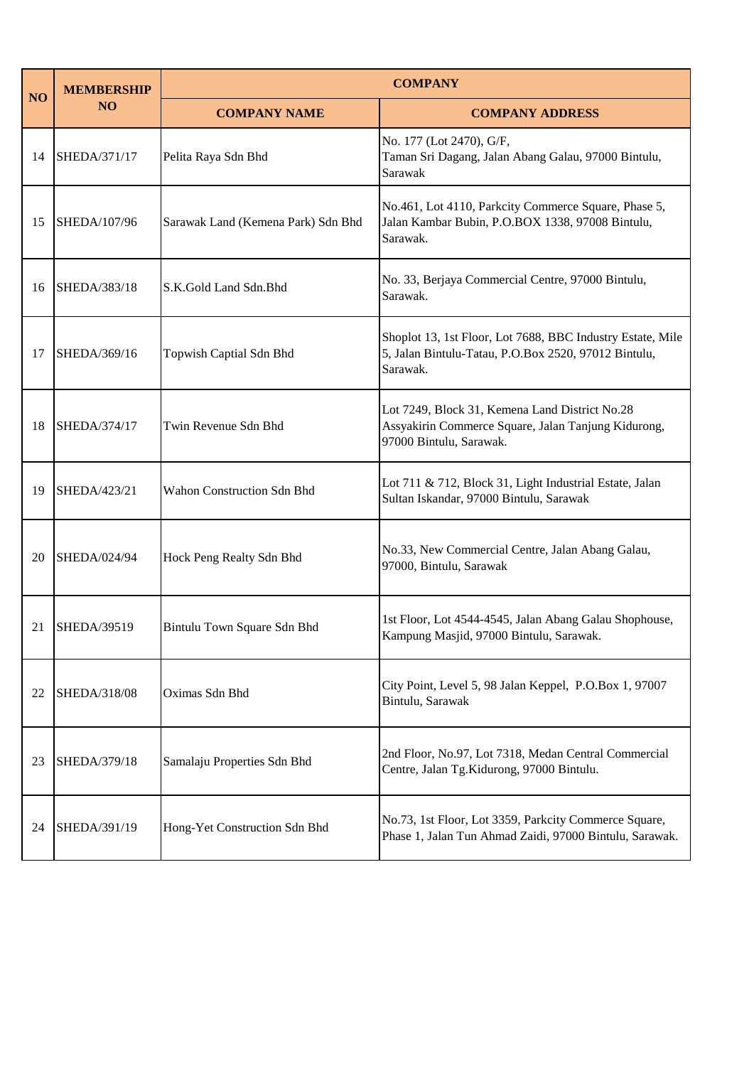| NO | MEMBERSHIP NO | COMPANY | |
|---|---|---|---|
| | | COMPANY NAME | COMPANY ADDRESS |
| 14 | SHEDA/371/17 | Pelita Raya Sdn Bhd | No. 177 (Lot 2470), G/F, Taman Sri Dagang, Jalan Abang Galau, 97000 Bintulu, Sarawak |
| 15 | SHEDA/107/96 | Sarawak Land (Kemena Park) Sdn Bhd | No.461, Lot 4110, Parkcity Commerce Square, Phase 5, Jalan Kambar Bubin, P.O.BOX 1338, 97008 Bintulu, Sarawak. |
| 16 | SHEDA/383/18 | S.K.Gold Land Sdn.Bhd | No. 33, Berjaya Commercial Centre, 97000 Bintulu, Sarawak. |
| 17 | SHEDA/369/16 | Topwish Captial Sdn Bhd | Shoplot 13, 1st Floor, Lot 7688, BBC Industry Estate, Mile 5, Jalan Bintulu-Tatau, P.O.Box 2520, 97012 Bintulu, Sarawak. |
| 18 | SHEDA/374/17 | Twin Revenue Sdn Bhd | Lot 7249, Block 31, Kemena Land District No.28 Assyakirin Commerce Square, Jalan Tanjung Kidurong, 97000 Bintulu, Sarawak. |
| 19 | SHEDA/423/21 | Wahon Construction Sdn Bhd | Lot 711 & 712, Block 31, Light Industrial Estate, Jalan Sultan Iskandar, 97000 Bintulu, Sarawak |
| 20 | SHEDA/024/94 | Hock Peng Realty Sdn Bhd | No.33, New Commercial Centre, Jalan Abang Galau, 97000, Bintulu, Sarawak |
| 21 | SHEDA/39519 | Bintulu Town Square Sdn Bhd | 1st Floor, Lot 4544-4545, Jalan Abang Galau Shophouse, Kampung Masjid, 97000 Bintulu, Sarawak. |
| 22 | SHEDA/318/08 | Oximas Sdn Bhd | City Point, Level 5, 98 Jalan Keppel, P.O.Box 1, 97007 Bintulu, Sarawak |
| 23 | SHEDA/379/18 | Samalaju Properties Sdn Bhd | 2nd Floor, No.97, Lot 7318, Medan Central Commercial Centre, Jalan Tg.Kidurong, 97000 Bintulu. |
| 24 | SHEDA/391/19 | Hong-Yet Construction Sdn Bhd | No.73, 1st Floor, Lot 3359, Parkcity Commerce Square, Phase 1, Jalan Tun Ahmad Zaidi, 97000 Bintulu, Sarawak. |